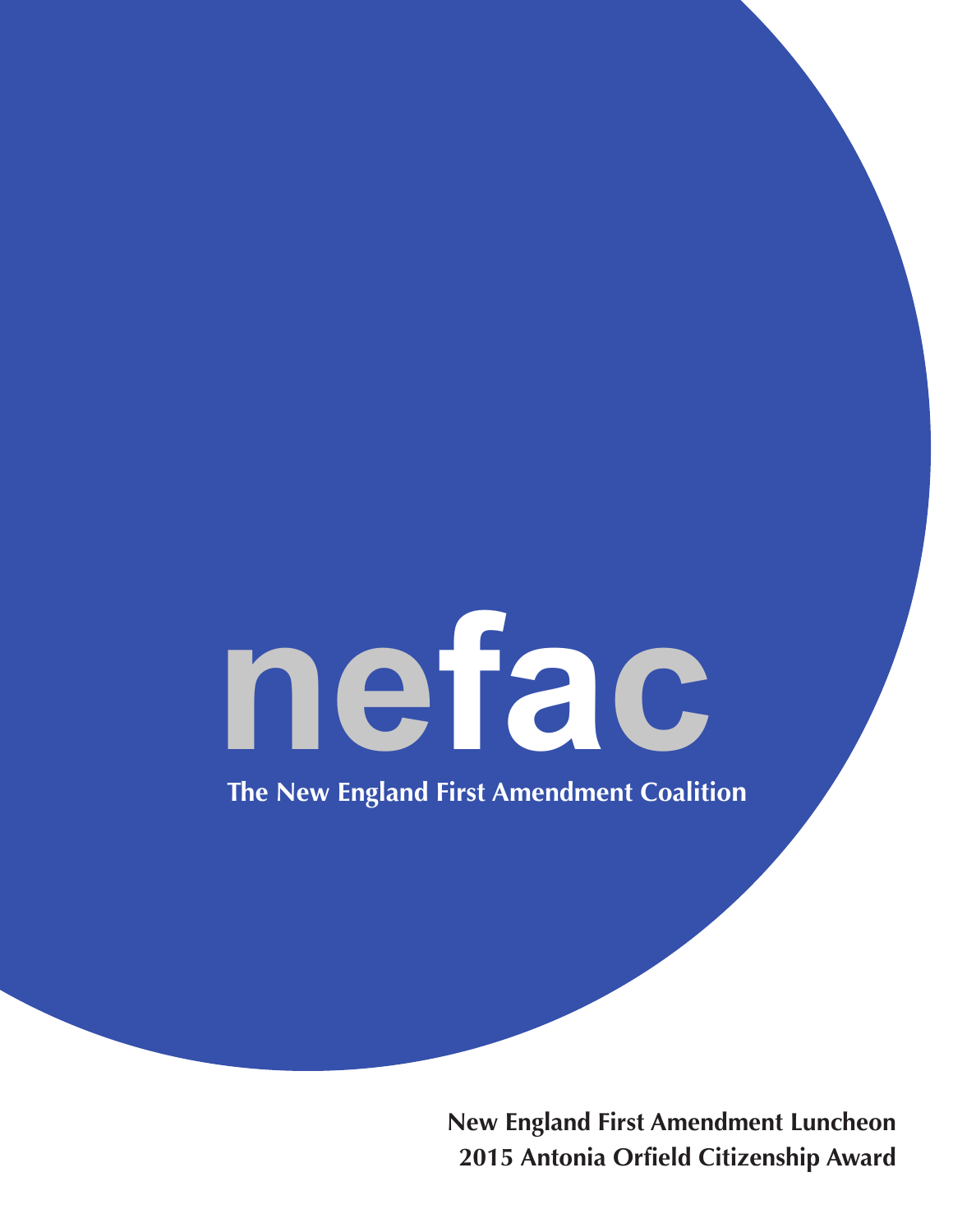# nefac

**The New England First Amendment Coalition**

**New England First Amendment Luncheon**
**2015 Antonia Orfield Citizenship Award**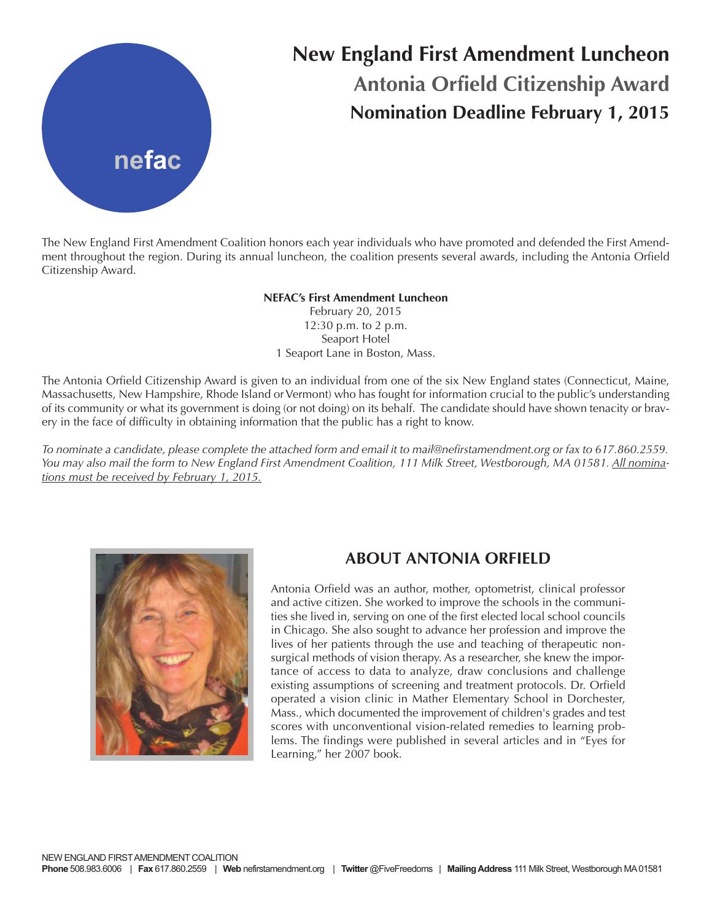nefac

# New England First Amendment Luncheon

## Antonia Orfield Citizenship Award

## Nomination Deadline February 1, 2015

The New England First Amendment Coalition honors each year individuals who have promoted and defended the First Amendment throughout the region. During its annual luncheon, the coalition presents several awards, including the Antonia Orfield Citizenship Award.

**NEFAC's First Amendment Luncheon**
February 20, 2015
12:30 p.m. to 2 p.m.
Seaport Hotel
1 Seaport Lane in Boston, Mass.

The Antonia Orfield Citizenship Award is given to an individual from one of the six New England states (Connecticut, Maine, Massachusetts, New Hampshire, Rhode Island or Vermont) who has fought for information crucial to the public's understanding of its community or what its government is doing (or not doing) on its behalf. The candidate should have shown tenacity or bravery in the face of difficulty in obtaining information that the public has a right to know.

*To nominate a candidate, please complete the attached form and email it to mail@nefirstamendment.org or fax to 617.860.2559. You may also mail the form to New England First Amendment Coalition, 111 Milk Street, Westborough, MA 01581. <u>All nominations must be received by February 1, 2015.</u>*

## ABOUT ANTONIA ORFIELD

Antonia Orfield was an author, mother, optometrist, clinical professor and active citizen. She worked to improve the schools in the communities she lived in, serving on one of the first elected local school councils in Chicago. She also sought to advance her profession and improve the lives of her patients through the use and teaching of therapeutic nonsurgical methods of vision therapy. As a researcher, she knew the importance of access to data to analyze, draw conclusions and challenge existing assumptions of screening and treatment protocols. Dr. Orfield operated a vision clinic in Mather Elementary School in Dorchester, Mass., which documented the improvement of children's grades and test scores with unconventional vision-related remedies to learning problems. The findings were published in several articles and in "Eyes for Learning," her 2007 book.

NEW ENGLAND FIRST AMENDMENT COALITION
**Phone** 508.983.6006 | **Fax** 617.860.2559 | **Web** nefirstamendment.org | **Twitter** @FiveFreedoms | **Mailing Address** 111 Milk Street, Westborough MA 01581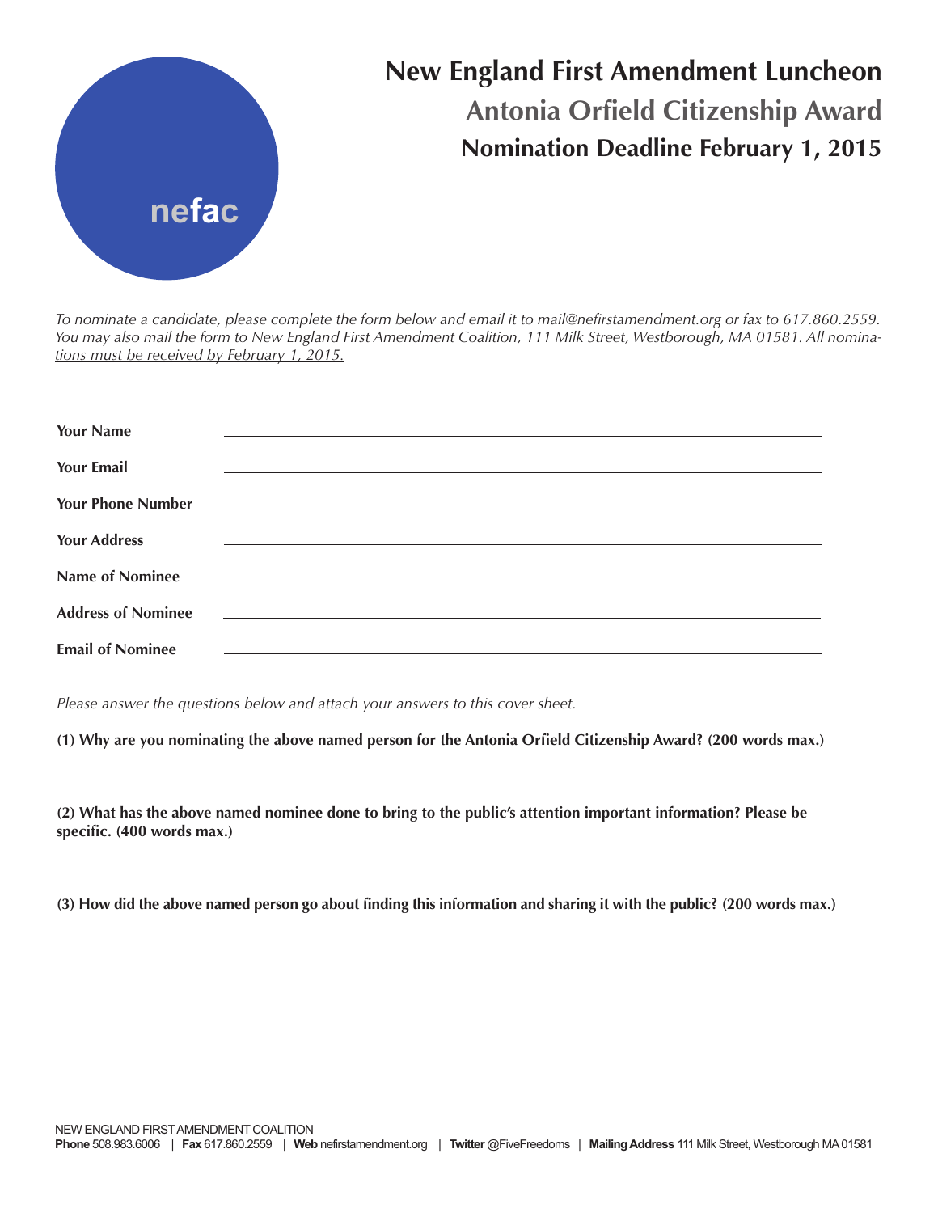nefac

# New England First Amendment Luncheon

## Antonia Orfield Citizenship Award

## Nomination Deadline February 1, 2015

*To nominate a candidate, please complete the form below and email it to mail@nefirstamendment.org or fax to 617.860.2559. You may also mail the form to New England First Amendment Coalition, 111 Milk Street, Westborough, MA 01581. All nominations must be received by February 1, 2015.*

**Your Name** ______________________________

**Your Email** ______________________________

**Your Phone Number** ______________________________

**Your Address** ______________________________

**Name of Nominee** ______________________________

**Address of Nominee** ______________________________

**Email of Nominee** ______________________________

*Please answer the questions below and attach your answers to this cover sheet.*

**(1) Why are you nominating the above named person for the Antonia Orfield Citizenship Award? (200 words max.)**

**(2) What has the above named nominee done to bring to the public's attention important information? Please be specific. (400 words max.)**

**(3) How did the above named person go about finding this information and sharing it with the public? (200 words max.)**

NEW ENGLAND FIRST AMENDMENT COALITION
**Phone** 508.983.6006 | **Fax** 617.860.2559 | **Web** nefirstamendment.org | **Twitter** @FiveFreedoms | **Mailing Address** 111 Milk Street, Westborough MA 01581